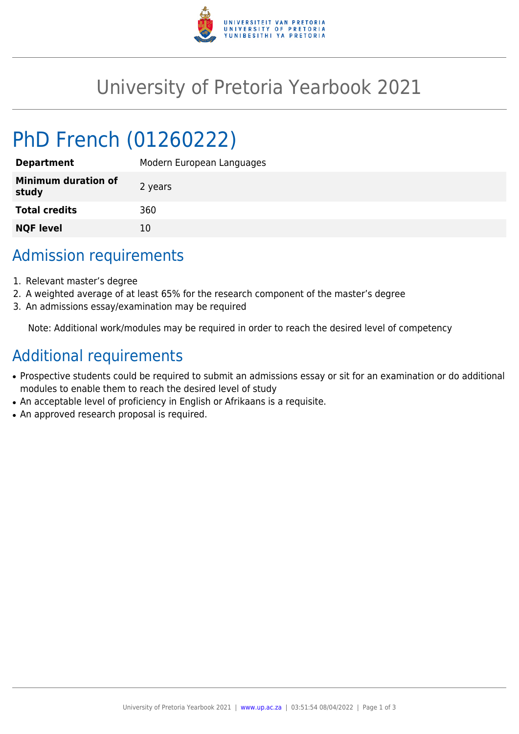# University of Pretoria Yearbook 2021

## PhD French (01260222)

| | |
|---|---|
| **Department** | Modern European Languages |
| **Minimum duration of study** | 2 years |
| **Total credits** | 360 |
| **NQF level** | 10 |

## Admission requirements

1. Relevant master’s degree
2. A weighted average of at least 65% for the research component of the master’s degree
3. An admissions essay/examination may be required

Note: Additional work/modules may be required in order to reach the desired level of competency

## Additional requirements

- Prospective students could be required to submit an admissions essay or sit for an examination or do additional modules to enable them to reach the desired level of study
- An acceptable level of proficiency in English or Afrikaans is a requisite.
- An approved research proposal is required.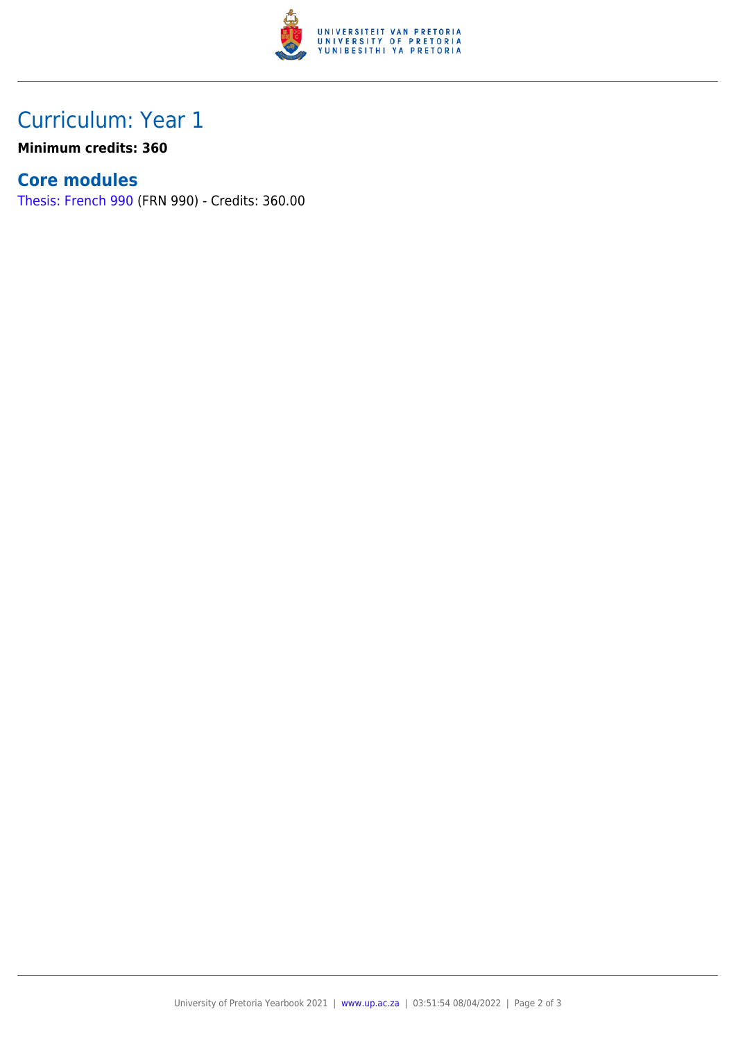## Curriculum: Year 1

**Minimum credits: 360**

### Core modules

Thesis: French 990 (FRN 990) - Credits: 360.00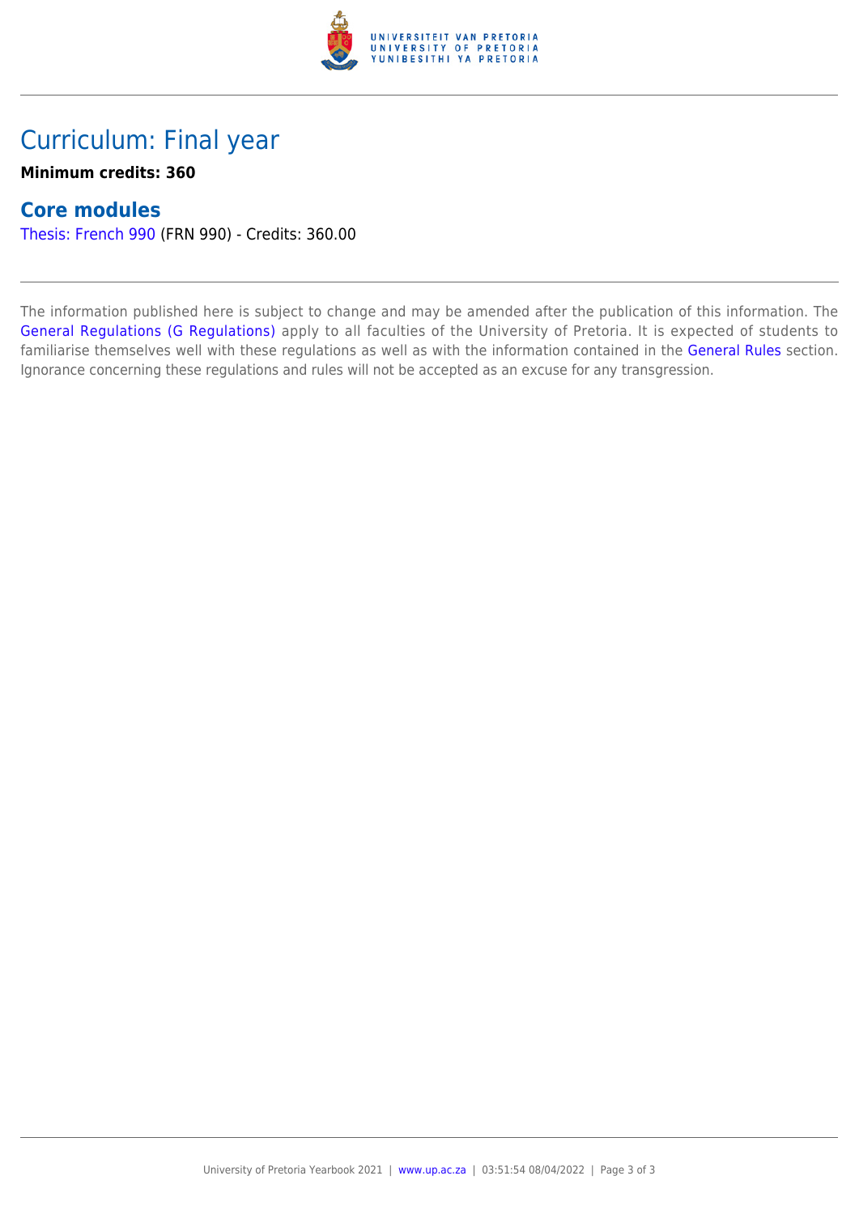# Curriculum: Final year

**Minimum credits: 360**

## Core modules

Thesis: French 990 (FRN 990) - Credits: 360.00

The information published here is subject to change and may be amended after the publication of this information. The General Regulations (G Regulations) apply to all faculties of the University of Pretoria. It is expected of students to familiarise themselves well with these regulations as well as with the information contained in the General Rules section. Ignorance concerning these regulations and rules will not be accepted as an excuse for any transgression.